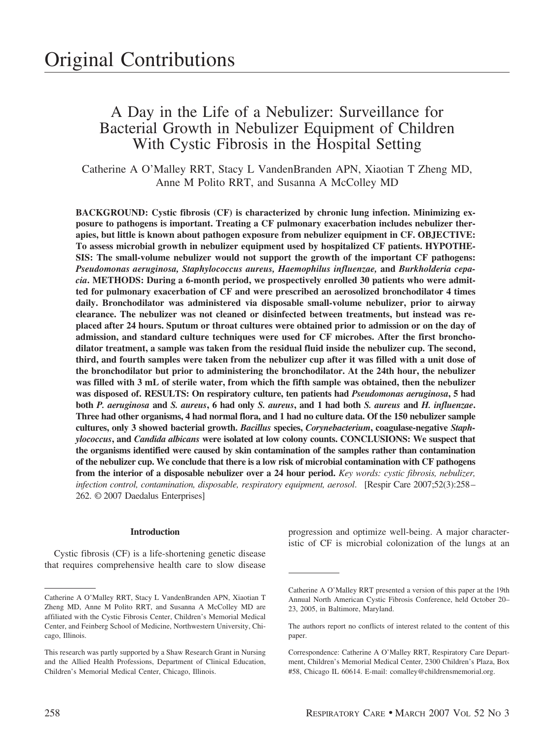# Original Contributions

## A Day in the Life of a Nebulizer: Surveillance for Bacterial Growth in Nebulizer Equipment of Children With Cystic Fibrosis in the Hospital Setting

Catherine A O'Malley RRT, Stacy L VandenBranden APN, Xiaotian T Zheng MD, Anne M Polito RRT, and Susanna A McColley MD

**BACKGROUND: Cystic fibrosis (CF) is characterized by chronic lung infection. Minimizing exposure to pathogens is important. Treating a CF pulmonary exacerbation includes nebulizer therapies, but little is known about pathogen exposure from nebulizer equipment in CF. OBJECTIVE: To assess microbial growth in nebulizer equipment used by hospitalized CF patients. HYPOTHESIS: The small-volume nebulizer would not support the growth of the important CF pathogens: *Pseudomonas aeruginosa, Staphylococcus aureus, Haemophilus influenzae,* and *Burkholderia cepacia*. METHODS: During a 6-month period, we prospectively enrolled 30 patients who were admitted for pulmonary exacerbation of CF and were prescribed an aerosolized bronchodilator 4 times daily. Bronchodilator was administered via disposable small-volume nebulizer, prior to airway clearance. The nebulizer was not cleaned or disinfected between treatments, but instead was replaced after 24 hours. Sputum or throat cultures were obtained prior to admission or on the day of admission, and standard culture techniques were used for CF microbes. After the first bronchodilator treatment, a sample was taken from the residual fluid inside the nebulizer cup. The second, third, and fourth samples were taken from the nebulizer cup after it was filled with a unit dose of the bronchodilator but prior to administering the bronchodilator. At the 24th hour, the nebulizer was filled with 3 mL of sterile water, from which the fifth sample was obtained, then the nebulizer was disposed of. RESULTS: On respiratory culture, ten patients had *Pseudomonas aeruginosa*, 5 had both *P. aeruginosa* and *S. aureus*, 6 had only *S. aureus*, and 1 had both *S. aureus* and *H. influenzae*. Three had other organisms, 4 had normal flora, and 1 had no culture data. Of the 150 nebulizer sample cultures, only 3 showed bacterial growth. *Bacillus* species, *Corynebacterium*, coagulase-negative *Staphylococcus*, and *Candida albicans* were isolated at low colony counts. CONCLUSIONS: We suspect that the organisms identified were caused by skin contamination of the samples rather than contamination of the nebulizer cup. We conclude that there is a low risk of microbial contamination with CF pathogens from the interior of a disposable nebulizer over a 24 hour period.** *Key words: cystic fibrosis, nebulizer, infection control, contamination, disposable, respiratory equipment, aerosol*. [Respir Care 2007;52(3):258–262. © 2007 Daedalus Enterprises]

### Introduction

Cystic fibrosis (CF) is a life-shortening genetic disease that requires comprehensive health care to slow disease progression and optimize well-being. A major characteristic of CF is microbial colonization of the lungs at an

---

Catherine A O'Malley RRT, Stacy L VandenBranden APN, Xiaotian T Zheng MD, Anne M Polito RRT, and Susanna A McColley MD are affiliated with the Cystic Fibrosis Center, Children's Memorial Medical Center, and Feinberg School of Medicine, Northwestern University, Chicago, Illinois.

This research was partly supported by a Shaw Research Grant in Nursing and the Allied Health Professions, Department of Clinical Education, Children's Memorial Medical Center, Chicago, Illinois.

Catherine A O'Malley RRT presented a version of this paper at the 19th Annual North American Cystic Fibrosis Conference, held October 20–23, 2005, in Baltimore, Maryland.

The authors report no conflicts of interest related to the content of this paper.

Correspondence: Catherine A O'Malley RRT, Respiratory Care Department, Children's Memorial Medical Center, 2300 Children's Plaza, Box #58, Chicago IL 60614. E-mail: comalley@childrensmemorial.org.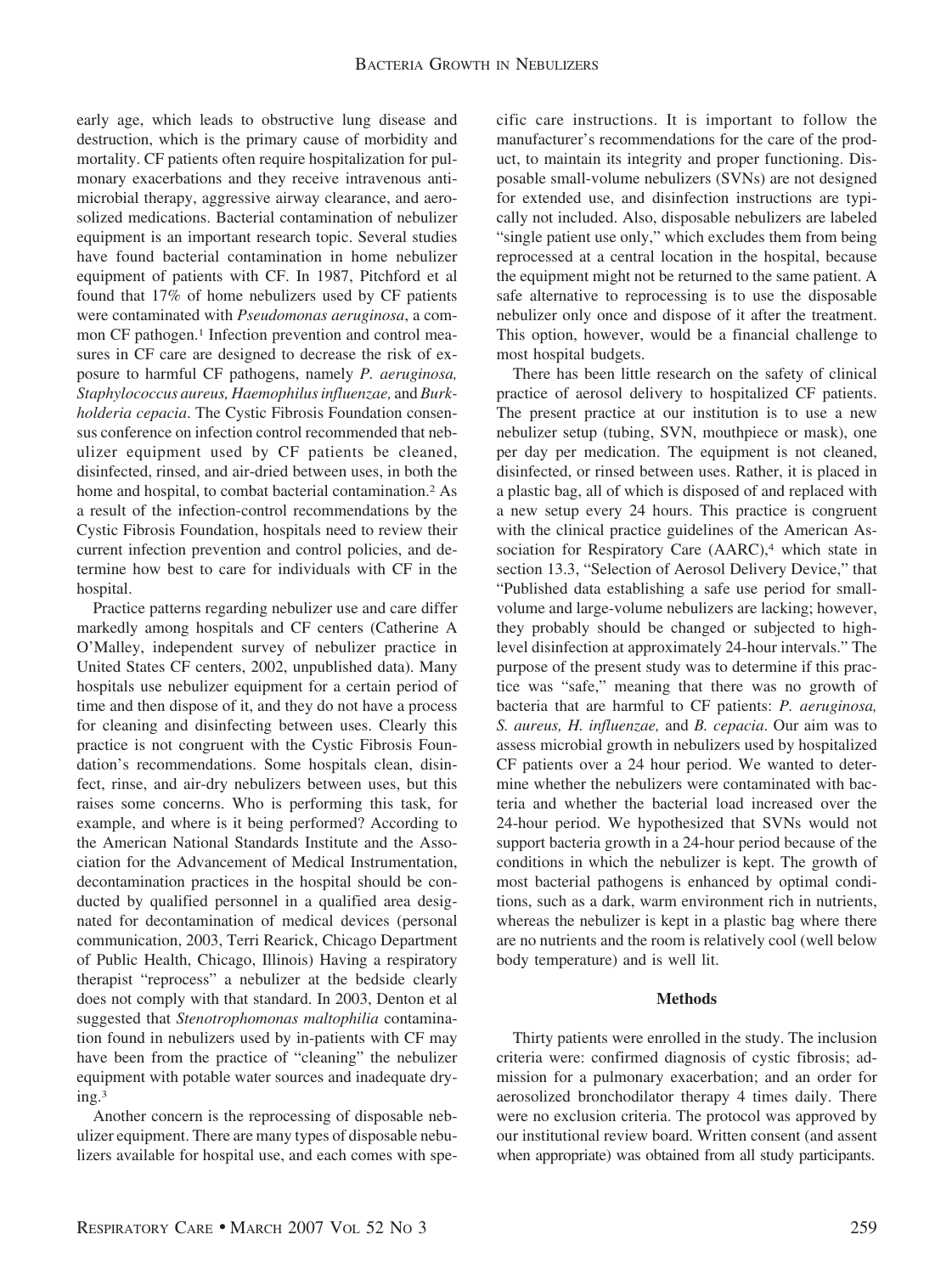early age, which leads to obstructive lung disease and destruction, which is the primary cause of morbidity and mortality. CF patients often require hospitalization for pulmonary exacerbations and they receive intravenous antimicrobial therapy, aggressive airway clearance, and aerosolized medications. Bacterial contamination of nebulizer equipment is an important research topic. Several studies have found bacterial contamination in home nebulizer equipment of patients with CF. In 1987, Pitchford et al found that 17% of home nebulizers used by CF patients were contaminated with *Pseudomonas aeruginosa*, a common CF pathogen.[1] Infection prevention and control measures in CF care are designed to decrease the risk of exposure to harmful CF pathogens, namely *P. aeruginosa, Staphylococcus aureus, Haemophilus influenzae,* and *Burkholderia cepacia*. The Cystic Fibrosis Foundation consensus conference on infection control recommended that nebulizer equipment used by CF patients be cleaned, disinfected, rinsed, and air-dried between uses, in both the home and hospital, to combat bacterial contamination.[2] As a result of the infection-control recommendations by the Cystic Fibrosis Foundation, hospitals need to review their current infection prevention and control policies, and determine how best to care for individuals with CF in the hospital.

Practice patterns regarding nebulizer use and care differ markedly among hospitals and CF centers (Catherine A O'Malley, independent survey of nebulizer practice in United States CF centers, 2002, unpublished data). Many hospitals use nebulizer equipment for a certain period of time and then dispose of it, and they do not have a process for cleaning and disinfecting between uses. Clearly this practice is not congruent with the Cystic Fibrosis Foundation's recommendations. Some hospitals clean, disinfect, rinse, and air-dry nebulizers between uses, but this raises some concerns. Who is performing this task, for example, and where is it being performed? According to the American National Standards Institute and the Association for the Advancement of Medical Instrumentation, decontamination practices in the hospital should be conducted by qualified personnel in a qualified area designated for decontamination of medical devices (personal communication, 2003, Terri Rearick, Chicago Department of Public Health, Chicago, Illinois) Having a respiratory therapist "reprocess" a nebulizer at the bedside clearly does not comply with that standard. In 2003, Denton et al suggested that *Stenotrophomonas maltophilia* contamination found in nebulizers used by in-patients with CF may have been from the practice of "cleaning" the nebulizer equipment with potable water sources and inadequate drying.[3]

Another concern is the reprocessing of disposable nebulizer equipment. There are many types of disposable nebulizers available for hospital use, and each comes with specific care instructions. It is important to follow the manufacturer's recommendations for the care of the product, to maintain its integrity and proper functioning. Disposable small-volume nebulizers (SVNs) are not designed for extended use, and disinfection instructions are typically not included. Also, disposable nebulizers are labeled "single patient use only," which excludes them from being reprocessed at a central location in the hospital, because the equipment might not be returned to the same patient. A safe alternative to reprocessing is to use the disposable nebulizer only once and dispose of it after the treatment. This option, however, would be a financial challenge to most hospital budgets.

There has been little research on the safety of clinical practice of aerosol delivery to hospitalized CF patients. The present practice at our institution is to use a new nebulizer setup (tubing, SVN, mouthpiece or mask), one per day per medication. The equipment is not cleaned, disinfected, or rinsed between uses. Rather, it is placed in a plastic bag, all of which is disposed of and replaced with a new setup every 24 hours. This practice is congruent with the clinical practice guidelines of the American Association for Respiratory Care (AARC),[4] which state in section 13.3, "Selection of Aerosol Delivery Device," that "Published data establishing a safe use period for small-volume and large-volume nebulizers are lacking; however, they probably should be changed or subjected to high-level disinfection at approximately 24-hour intervals." The purpose of the present study was to determine if this practice was "safe," meaning that there was no growth of bacteria that are harmful to CF patients: *P. aeruginosa, S. aureus, H. influenzae,* and *B. cepacia*. Our aim was to assess microbial growth in nebulizers used by hospitalized CF patients over a 24 hour period. We wanted to determine whether the nebulizers were contaminated with bacteria and whether the bacterial load increased over the 24-hour period. We hypothesized that SVNs would not support bacteria growth in a 24-hour period because of the conditions in which the nebulizer is kept. The growth of most bacterial pathogens is enhanced by optimal conditions, such as a dark, warm environment rich in nutrients, whereas the nebulizer is kept in a plastic bag where there are no nutrients and the room is relatively cool (well below body temperature) and is well lit.

## Methods

Thirty patients were enrolled in the study. The inclusion criteria were: confirmed diagnosis of cystic fibrosis; admission for a pulmonary exacerbation; and an order for aerosolized bronchodilator therapy 4 times daily. There were no exclusion criteria. The protocol was approved by our institutional review board. Written consent (and assent when appropriate) was obtained from all study participants.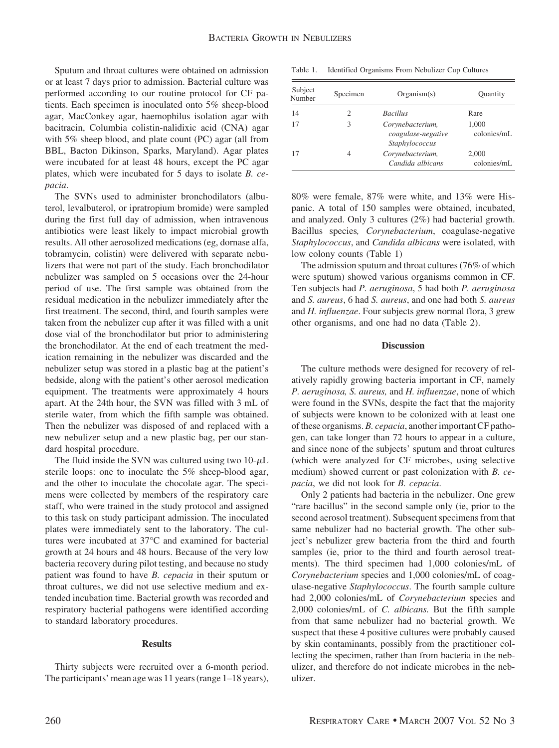Sputum and throat cultures were obtained on admission or at least 7 days prior to admission. Bacterial culture was performed according to our routine protocol for CF patients. Each specimen is inoculated onto 5% sheep-blood agar, MacConkey agar, haemophilus isolation agar with bacitracin, Columbia colistin-nalidixic acid (CNA) agar with 5% sheep blood, and plate count (PC) agar (all from BBL, Bacton Dikinson, Sparks, Maryland). Agar plates were incubated for at least 48 hours, except the PC agar plates, which were incubated for 5 days to isolate *B. cepacia*.

The SVNs used to administer bronchodilators (albuterol, levalbuterol, or ipratropium bromide) were sampled during the first full day of admission, when intravenous antibiotics were least likely to impact microbial growth results. All other aerosolized medications (eg, dornase alfa, tobramycin, colistin) were delivered with separate nebulizers that were not part of the study. Each bronchodilator nebulizer was sampled on 5 occasions over the 24-hour period of use. The first sample was obtained from the residual medication in the nebulizer immediately after the first treatment. The second, third, and fourth samples were taken from the nebulizer cup after it was filled with a unit dose vial of the bronchodilator but prior to administering the bronchodilator. At the end of each treatment the medication remaining in the nebulizer was discarded and the nebulizer setup was stored in a plastic bag at the patient's bedside, along with the patient's other aerosol medication equipment. The treatments were approximately 4 hours apart. At the 24th hour, the SVN was filled with 3 mL of sterile water, from which the fifth sample was obtained. Then the nebulizer was disposed of and replaced with a new nebulizer setup and a new plastic bag, per our standard hospital procedure.

The fluid inside the SVN was cultured using two 10-$\mu$L sterile loops: one to inoculate the 5% sheep-blood agar, and the other to inoculate the chocolate agar. The specimens were collected by members of the respiratory care staff, who were trained in the study protocol and assigned to this task on study participant admission. The inoculated plates were immediately sent to the laboratory. The cultures were incubated at 37°C and examined for bacterial growth at 24 hours and 48 hours. Because of the very low bacteria recovery during pilot testing, and because no study patient was found to have *B. cepacia* in their sputum or throat cultures, we did not use selective medium and extended incubation time. Bacterial growth was recorded and respiratory bacterial pathogens were identified according to standard laboratory procedures.

## Results

Thirty subjects were recruited over a 6-month period. The participants' mean age was 11 years (range 1–18 years), 80% were female, 87% were white, and 13% were Hispanic. A total of 150 samples were obtained, incubated, and analyzed. Only 3 cultures (2%) had bacterial growth. Bacillus species*, Corynebacterium*, coagulase-negative *Staphylococcus*, and *Candida albicans* were isolated, with low colony counts (Table 1)

Table 1. Identified Organisms From Nebulizer Cup Cultures

| Subject Number | Specimen | Organism(s) | Quantity |
|---|---|---|---|
| 14 | 2 | *Bacillus* | Rare |
| 17 | 3 | *Corynebacterium, coagulase-negative Staphylococcus* | 1,000 colonies/mL |
| 17 | 4 | *Corynebacterium, Candida albicans* | 2,000 colonies/mL |

The admission sputum and throat cultures (76% of which were sputum) showed various organisms common in CF. Ten subjects had *P. aeruginosa*, 5 had both *P. aeruginosa* and *S. aureus*, 6 had *S. aureus*, and one had both *S. aureus* and *H. influenzae*. Four subjects grew normal flora, 3 grew other organisms, and one had no data (Table 2).

## Discussion

The culture methods were designed for recovery of relatively rapidly growing bacteria important in CF, namely *P. aeruginosa, S. aureus,* and *H. influenzae*, none of which were found in the SVNs, despite the fact that the majority of subjects were known to be colonized with at least one of these organisms. *B. cepacia*, another important CF pathogen, can take longer than 72 hours to appear in a culture, and since none of the subjects' sputum and throat cultures (which were analyzed for CF microbes, using selective medium) showed current or past colonization with *B. cepacia*, we did not look for *B. cepacia*.

Only 2 patients had bacteria in the nebulizer. One grew "rare bacillus" in the second sample only (ie, prior to the second aerosol treatment). Subsequent specimens from that same nebulizer had no bacterial growth. The other subject's nebulizer grew bacteria from the third and fourth samples (ie, prior to the third and fourth aerosol treatments). The third specimen had 1,000 colonies/mL of *Corynebacterium* species and 1,000 colonies/mL of coagulase-negative *Staphylococcus*. The fourth sample culture had 2,000 colonies/mL of *Corynebacterium* species and 2,000 colonies/mL of *C. albicans.* But the fifth sample from that same nebulizer had no bacterial growth. We suspect that these 4 positive cultures were probably caused by skin contaminants, possibly from the practitioner collecting the specimen, rather than from bacteria in the nebulizer, and therefore do not indicate microbes in the nebulizer.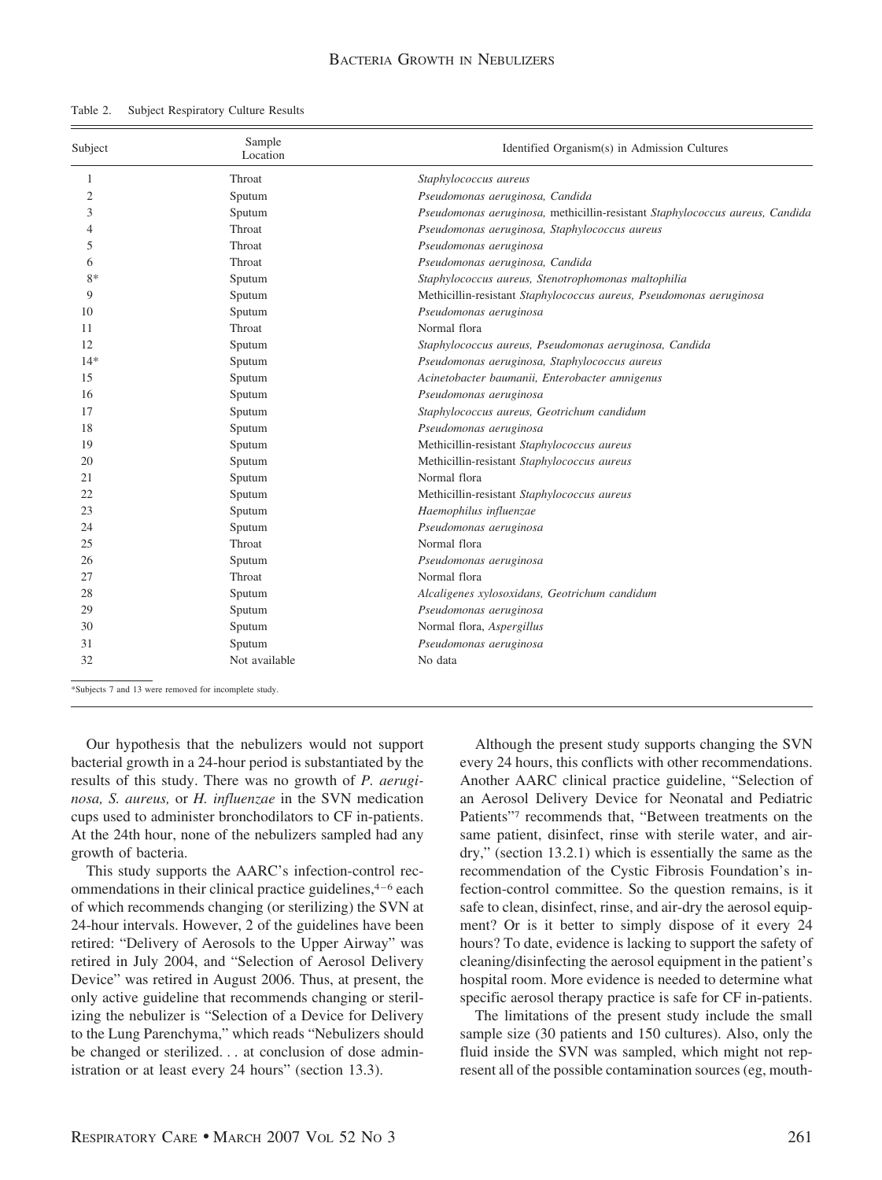Table 2. Subject Respiratory Culture Results

| Subject | Sample Location | Identified Organism(s) in Admission Cultures |
|---|---|---|
| 1 | Throat | *Staphylococcus aureus* |
| 2 | Sputum | *Pseudomonas aeruginosa, Candida* |
| 3 | Sputum | *Pseudomonas aeruginosa,* methicillin-resistant *Staphylococcus aureus, Candida* |
| 4 | Throat | *Pseudomonas aeruginosa, Staphylococcus aureus* |
| 5 | Throat | *Pseudomonas aeruginosa* |
| 6 | Throat | *Pseudomonas aeruginosa, Candida* |
| 8* | Sputum | *Staphylococcus aureus, Stenotrophomonas maltophilia* |
| 9 | Sputum | Methicillin-resistant *Staphylococcus aureus, Pseudomonas aeruginosa* |
| 10 | Sputum | *Pseudomonas aeruginosa* |
| 11 | Throat | Normal flora |
| 12 | Sputum | *Staphylococcus aureus, Pseudomonas aeruginosa, Candida* |
| 14* | Sputum | *Pseudomonas aeruginosa, Staphylococcus aureus* |
| 15 | Sputum | *Acinetobacter baumanii, Enterobacter amnigenus* |
| 16 | Sputum | *Pseudomonas aeruginosa* |
| 17 | Sputum | *Staphylococcus aureus, Geotrichum candidum* |
| 18 | Sputum | *Pseudomonas aeruginosa* |
| 19 | Sputum | Methicillin-resistant *Staphylococcus aureus* |
| 20 | Sputum | Methicillin-resistant *Staphylococcus aureus* |
| 21 | Sputum | Normal flora |
| 22 | Sputum | Methicillin-resistant *Staphylococcus aureus* |
| 23 | Sputum | *Haemophilus influenzae* |
| 24 | Sputum | *Pseudomonas aeruginosa* |
| 25 | Throat | Normal flora |
| 26 | Sputum | *Pseudomonas aeruginosa* |
| 27 | Throat | Normal flora |
| 28 | Sputum | *Alcaligenes xylosoxidans, Geotrichum candidum* |
| 29 | Sputum | *Pseudomonas aeruginosa* |
| 30 | Sputum | Normal flora, *Aspergillus* |
| 31 | Sputum | *Pseudomonas aeruginosa* |
| 32 | Not available | No data |

*Subjects 7 and 13 were removed for incomplete study.

Our hypothesis that the nebulizers would not support bacterial growth in a 24-hour period is substantiated by the results of this study. There was no growth of *P. aeruginosa, S. aureus,* or *H. influenzae* in the SVN medication cups used to administer bronchodilators to CF in-patients. At the 24th hour, none of the nebulizers sampled had any growth of bacteria.

This study supports the AARC's infection-control recommendations in their clinical practice guidelines,[4–6] each of which recommends changing (or sterilizing) the SVN at 24-hour intervals. However, 2 of the guidelines have been retired: "Delivery of Aerosols to the Upper Airway" was retired in July 2004, and "Selection of Aerosol Delivery Device" was retired in August 2006. Thus, at present, the only active guideline that recommends changing or sterilizing the nebulizer is "Selection of a Device for Delivery to the Lung Parenchyma," which reads "Nebulizers should be changed or sterilized. . . at conclusion of dose administration or at least every 24 hours" (section 13.3).

Although the present study supports changing the SVN every 24 hours, this conflicts with other recommendations. Another AARC clinical practice guideline, "Selection of an Aerosol Delivery Device for Neonatal and Pediatric Patients"[7] recommends that, "Between treatments on the same patient, disinfect, rinse with sterile water, and air-dry," (section 13.2.1) which is essentially the same as the recommendation of the Cystic Fibrosis Foundation's infection-control committee. So the question remains, is it safe to clean, disinfect, rinse, and air-dry the aerosol equipment? Or is it better to simply dispose of it every 24 hours? To date, evidence is lacking to support the safety of cleaning/disinfecting the aerosol equipment in the patient's hospital room. More evidence is needed to determine what specific aerosol therapy practice is safe for CF in-patients.

The limitations of the present study include the small sample size (30 patients and 150 cultures). Also, only the fluid inside the SVN was sampled, which might not represent all of the possible contamination sources (eg, mouth-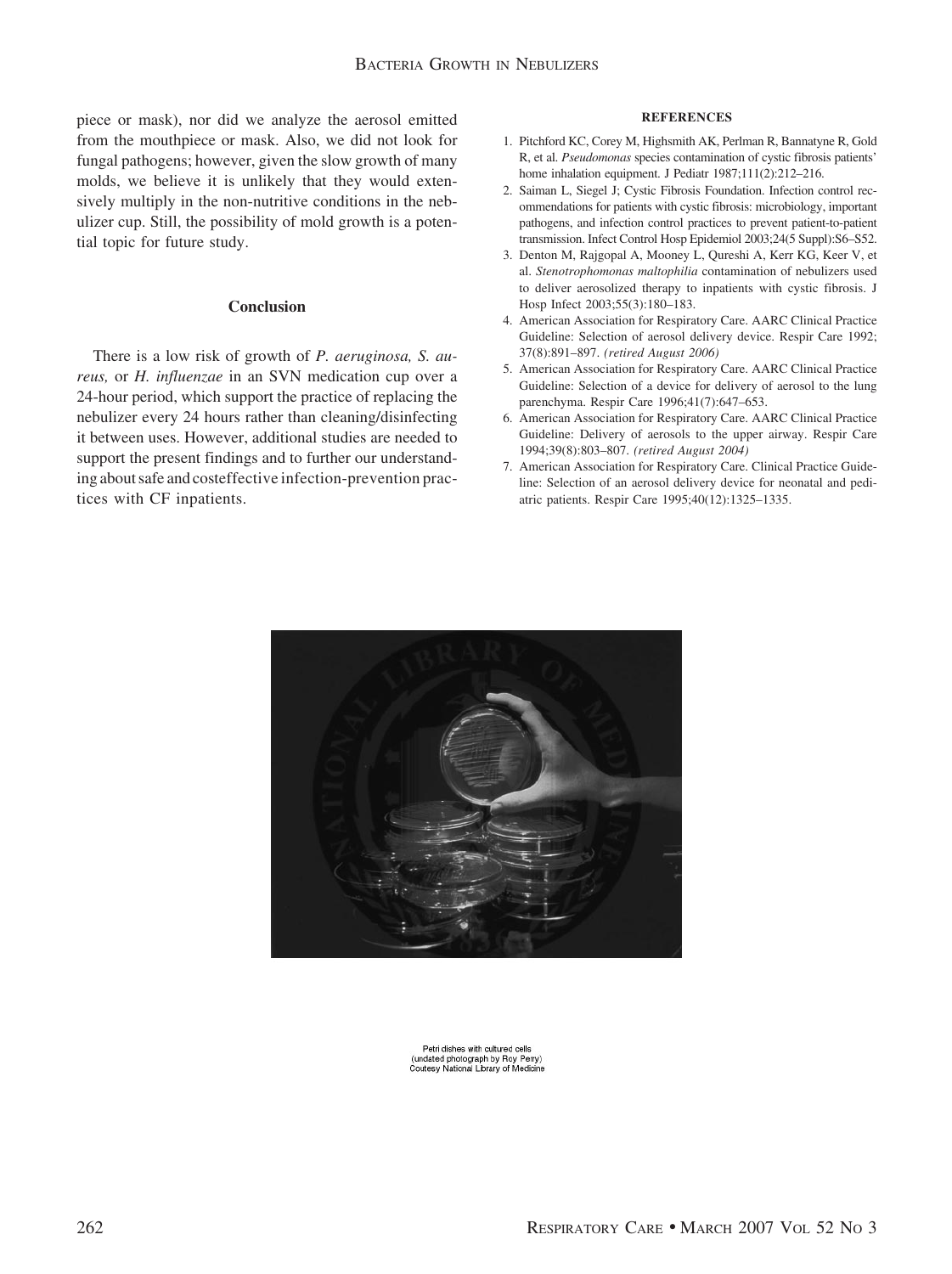piece or mask), nor did we analyze the aerosol emitted from the mouthpiece or mask. Also, we did not look for fungal pathogens; however, given the slow growth of many molds, we believe it is unlikely that they would extensively multiply in the non-nutritive conditions in the nebulizer cup. Still, the possibility of mold growth is a potential topic for future study.

## Conclusion

There is a low risk of growth of *P. aeruginosa, S. aureus,* or *H. influenzae* in an SVN medication cup over a 24-hour period, which support the practice of replacing the nebulizer every 24 hours rather than cleaning/disinfecting it between uses. However, additional studies are needed to support the present findings and to further our understanding about safe and costeffective infection-prevention practices with CF inpatients.

## REFERENCES

1. Pitchford KC, Corey M, Highsmith AK, Perlman R, Bannatyne R, Gold R, et al. *Pseudomonas* species contamination of cystic fibrosis patients' home inhalation equipment. J Pediatr 1987;111(2):212–216.
2. Saiman L, Siegel J; Cystic Fibrosis Foundation. Infection control recommendations for patients with cystic fibrosis: microbiology, important pathogens, and infection control practices to prevent patient-to-patient transmission. Infect Control Hosp Epidemiol 2003;24(5 Suppl):S6–S52.
3. Denton M, Rajgopal A, Mooney L, Qureshi A, Kerr KG, Keer V, et al. *Stenotrophomonas maltophilia* contamination of nebulizers used to deliver aerosolized therapy to inpatients with cystic fibrosis. J Hosp Infect 2003;55(3):180–183.
4. American Association for Respiratory Care. AARC Clinical Practice Guideline: Selection of aerosol delivery device. Respir Care 1992; 37(8):891–897. *(retired August 2006)*
5. American Association for Respiratory Care. AARC Clinical Practice Guideline: Selection of a device for delivery of aerosol to the lung parenchyma. Respir Care 1996;41(7):647–653.
6. American Association for Respiratory Care. AARC Clinical Practice Guideline: Delivery of aerosols to the upper airway. Respir Care 1994;39(8):803–807. *(retired August 2004)*
7. American Association for Respiratory Care. Clinical Practice Guideline: Selection of an aerosol delivery device for neonatal and pediatric patients. Respir Care 1995;40(12):1325–1335.

Petri dishes with cultured cells
(undated photograph by Roy Perry)
Coutesy National Library of Medicine